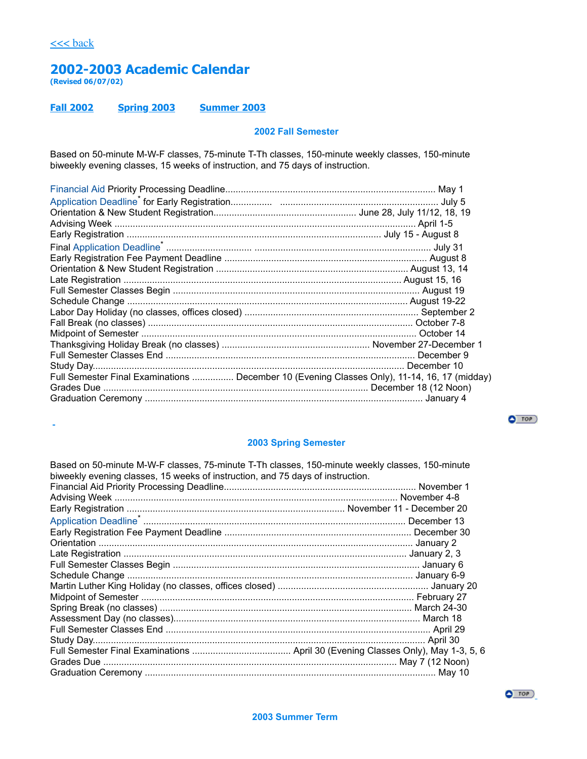<<< back

# 2002-2003 Academic Calendar

**(Revised 06/07/02)**

**Fall 2002** **Spring 2003** **Summer 2003**

## 2002 Fall Semester

Based on 50-minute M-W-F classes, 75-minute T-Th classes, 150-minute weekly classes, 150-minute biweekly evening classes, 15 weeks of instruction, and 75 days of instruction.

Financial Aid Priority Processing Deadline................................................................................. May 1
Application Deadline* for Early Registration............... ............................................................. July 5
Orientation & New Student Registration...................................................... June 28, July 11/12, 18, 19
Advising Week ................................................................................................................... April 1-5
Early Registration ................................................................................... July 15 - August 8
Final Application Deadline* ................................ ................................................................. July 31
Early Registration Fee Payment Deadline ............................................................................ August 8
Orientation & New Student Registration ........................................................................ August 13, 14
Late Registration ......................................................................................................... August 15, 16
Full Semester Classes Begin .............................................................................................. August 19
Schedule Change .......................................................................................................... August 19-22
Labor Day Holiday (no classes, offices closed) .................................................................. September 2
Fall Break (no classes) ..................................................................................................... October 7-8
Midpoint of Semester ........................................................................................................ October 14
Thanksgiving Holiday Break (no classes) ........................................................ November 27-December 1
Full Semester Classes End ............................................................................................... December 9
Study Day........................................................................................................................ December 10
Full Semester Final Examinations ................ December 10 (Evening Classes Only), 11-14, 16, 17 (midday)
Grades Due ................................................................................................ December 18 (12 Noon)
Graduation Ceremony .......................................................................................................... January 4

## 2003 Spring Semester

Based on 50-minute M-W-F classes, 75-minute T-Th classes, 150-minute weekly classes, 150-minute biweekly evening classes, 15 weeks of instruction, and 75 days of instruction.

Financial Aid Priority Processing Deadline......................................................................... November 1
Advising Week ............................................................................................................. November 4-8
Early Registration .................................................................................. November 11 - December 20
Application Deadline* .................................................................................................... December 13
Early Registration Fee Payment Deadline ....................................................................... December 30
Orientation ........................................................................................................................ January 2
Late Registration ............................................................................................................ January 2, 3
Full Semester Classes Begin ............................................................................................. January 6
Schedule Change ............................................................................................................. January 6-9
Martin Luther King Holiday (no classes, offices closed) ........................................................ January 20
Midpoint of Semester ....................................................................................................... February 27
Spring Break (no classes) ................................................................................................ March 24-30
Assessment Day (no classes)............................................................................................. March 18
Full Semester Classes End .................................................................................................... April 29
Study Day.............................................................................................................................. April 30
Full Semester Final Examinations ..................................... April 30 (Evening Classes Only), May 1-3, 5, 6
Grades Due ............................................................................................................. May 7 (12 Noon)
Graduation Ceremony ............................................................................................................ May 10

## 2003 Summer Term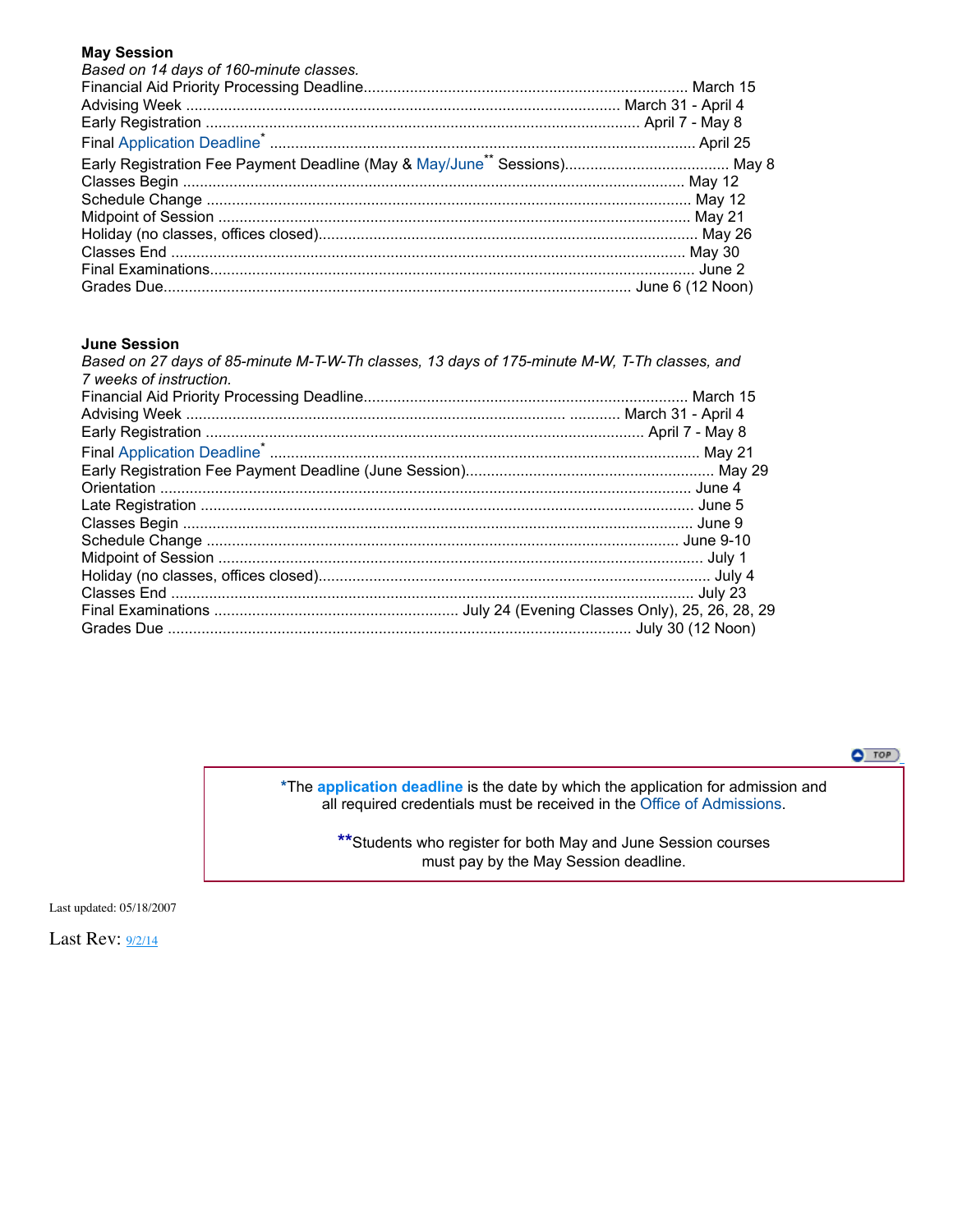**May Session**

*Based on 14 days of 160-minute classes.*

Financial Aid Priority Processing Deadline............................................................................ March 15
Advising Week ...................................................................................................... March 31 - April 4
Early Registration ........................................................................................................ April 7 - May 8
Final Application Deadline* ................................................................................................... April 25
Early Registration Fee Payment Deadline (May & May/June** Sessions)...................................... May 8
Classes Begin ...................................................................................................................... May 12
Schedule Change ................................................................................................................. May 12
Midpoint of Session .............................................................................................................. May 21
Holiday (no classes, offices closed)........................................................................................ May 26
Classes End ......................................................................................................................... May 30
Final Examinations.................................................................................................................. June 2
Grades Due.............................................................................................................. June 6 (12 Noon)

**June Session**

*Based on 27 days of 85-minute M-T-W-Th classes, 13 days of 175-minute M-W, T-Th classes, and 7 weeks of instruction.*

Financial Aid Priority Processing Deadline............................................................................ March 15
Advising Week ...................................................................................... ............ March 31 - April 4
Early Registration ...................................................................................................... April 7 - May 8
Final Application Deadline* .................................................................................................... May 21
Early Registration Fee Payment Deadline (June Session).......................................................... May 29
Orientation ............................................................................................................................ June 4
Late Registration ..................................................................................................................... June 5
Classes Begin .......................................................................................................................... June 9
Schedule Change ............................................................................................................... June 9-10
Midpoint of Session ................................................................................................................ July 1
Holiday (no classes, offices closed)............................................................................................ July 4
Classes End .......................................................................................................................... July 23
Final Examinations ......................................................... July 24 (Evening Classes Only), 25, 26, 28, 29
Grades Due ............................................................................................................ July 30 (12 Noon)

TOP

*The **application deadline** is the date by which the application for admission and all required credentials must be received in the Office of Admissions.

**Students who register for both May and June Session courses must pay by the May Session deadline.

Last updated: 05/18/2007

Last Rev: 9/2/14